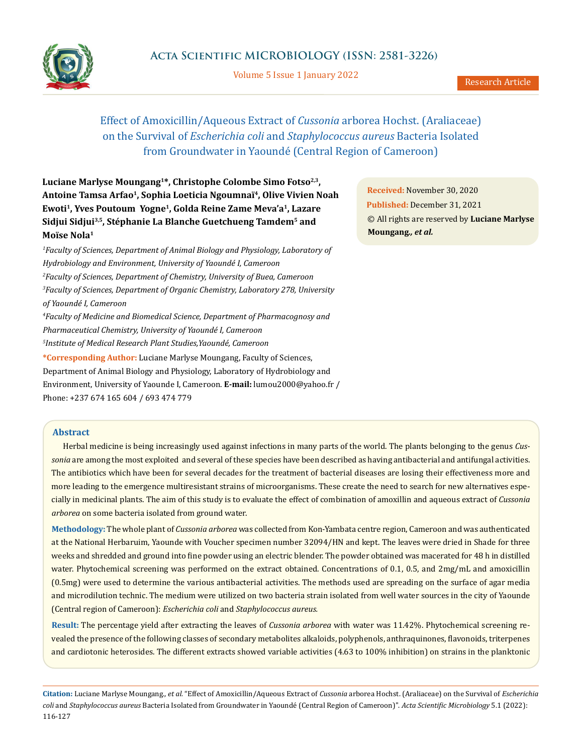# Effect of Amoxicillin/Aqueous Extract of *Cussonia* arborea Hochst. (Araliaceae) on the Survival of *Escherichia coli* and *Staphylococcus aureus* Bacteria Isolated from Groundwater in Yaoundé (Central Region of Cameroon)

**Luciane Marlyse Moungang[1]\*, Christophe Colombe Simo Fotso[2,3], Antoine Tamsa Arfao[1], Sophia Loeticia Ngoumnaï[4], Olive Vivien Noah Ewoti[1], Yves Poutoum Yogne[1], Golda Reine Zame Meva'a[1], Lazare Sidjui Sidjui[3,5], Stéphanie La Blanche Guetchueng Tamdem[5] and Moïse Nola[1]**

*[1]Faculty of Sciences, Department of Animal Biology and Physiology, Laboratory of Hydrobiology and Environment, University of Yaoundé I, Cameroon*

*[2]Faculty of Sciences, Department of Chemistry, University of Buea, Cameroon*

*[3]Faculty of Sciences, Department of Organic Chemistry, Laboratory 278, University of Yaoundé I, Cameroon*

*[4]Faculty of Medicine and Biomedical Science, Department of Pharmacognosy and Pharmaceutical Chemistry, University of Yaoundé I, Cameroon*

*[5]Institute of Medical Research Plant Studies,Yaoundé, Cameroon*

**\*Corresponding Author:** Luciane Marlyse Moungang, Faculty of Sciences, Department of Animal Biology and Physiology, Laboratory of Hydrobiology and Environment, University of Yaounde I, Cameroon. **E-mail:** lumou2000@yahoo.fr / Phone: +237 674 165 604 / 693 474 779

**Received:** November 30, 2020
**Published:** December 31, 2021
© All rights are reserved by **Luciane Marlyse Moungang,** ***et al.***

## Abstract

Herbal medicine is being increasingly used against infections in many parts of the world. The plants belonging to the genus *Cussonia* are among the most exploited and several of these species have been described as having antibacterial and antifungal activities. The antibiotics which have been for several decades for the treatment of bacterial diseases are losing their effectiveness more and more leading to the emergence multiresistant strains of microorganisms. These create the need to search for new alternatives especially in medicinal plants. The aim of this study is to evaluate the effect of combination of amoxillin and aqueous extract of *Cussonia arborea* on some bacteria isolated from ground water.

**Methodology:** The whole plant of *Cussonia arborea* was collected from Kon-Yambata centre region, Cameroon and was authenticated at the National Herbaruim, Yaounde with Voucher specimen number 32094/HN and kept. The leaves were dried in Shade for three weeks and shredded and ground into fine powder using an electric blender. The powder obtained was macerated for 48 h in distilled water. Phytochemical screening was performed on the extract obtained. Concentrations of 0.1, 0.5, and 2mg/mL and amoxicillin (0.5mg) were used to determine the various antibacterial activities. The methods used are spreading on the surface of agar media and microdilution technic. The medium were utilized on two bacteria strain isolated from well water sources in the city of Yaounde (Central region of Cameroon): *Escherichia coli* and *Staphylococcus aureus.*

**Result:** The percentage yield after extracting the leaves of *Cussonia arborea* with water was 11.42%. Phytochemical screening revealed the presence of the following classes of secondary metabolites alkaloids, polyphenols, anthraquinones, flavonoids, triterpenes and cardiotonic heterosides. The different extracts showed variable activities (4.63 to 100% inhibition) on strains in the planktonic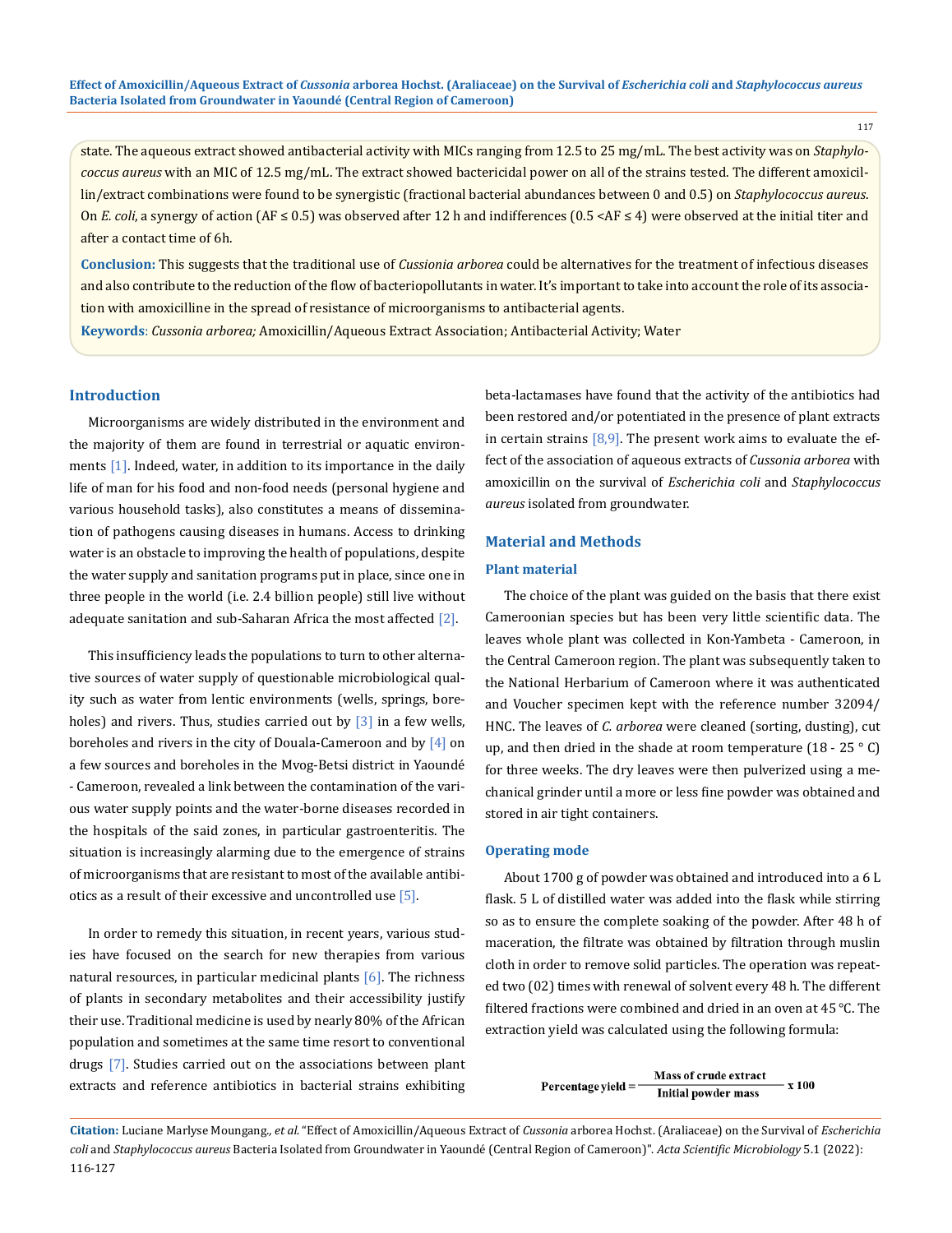state. The aqueous extract showed antibacterial activity with MICs ranging from 12.5 to 25 mg/mL. The best activity was on *Staphylococcus aureus* with an MIC of 12.5 mg/mL. The extract showed bactericidal power on all of the strains tested. The different amoxicillin/extract combinations were found to be synergistic (fractional bacterial abundances between 0 and 0.5) on *Staphylococcus aureus*. On *E. coli*, a synergy of action (AF ≤ 0.5) was observed after 12 h and indifferences (0.5 <AF ≤ 4) were observed at the initial titer and after a contact time of 6h.

**Conclusion:** This suggests that the traditional use of *Cussionia arborea* could be alternatives for the treatment of infectious diseases and also contribute to the reduction of the flow of bacteriopollutants in water. It's important to take into account the role of its association with amoxicilline in the spread of resistance of microorganisms to antibacterial agents.

**Keywords**: *Cussonia arborea;* Amoxicillin/Aqueous Extract Association; Antibacterial Activity; Water

## Introduction

Microorganisms are widely distributed in the environment and the majority of them are found in terrestrial or aquatic environments [1]. Indeed, water, in addition to its importance in the daily life of man for his food and non-food needs (personal hygiene and various household tasks), also constitutes a means of dissemination of pathogens causing diseases in humans. Access to drinking water is an obstacle to improving the health of populations, despite the water supply and sanitation programs put in place, since one in three people in the world (i.e. 2.4 billion people) still live without adequate sanitation and sub-Saharan Africa the most affected [2].

This insufficiency leads the populations to turn to other alternative sources of water supply of questionable microbiological quality such as water from lentic environments (wells, springs, boreholes) and rivers. Thus, studies carried out by [3] in a few wells, boreholes and rivers in the city of Douala-Cameroon and by [4] on a few sources and boreholes in the Mvog-Betsi district in Yaoundé - Cameroon, revealed a link between the contamination of the various water supply points and the water-borne diseases recorded in the hospitals of the said zones, in particular gastroenteritis. The situation is increasingly alarming due to the emergence of strains of microorganisms that are resistant to most of the available antibiotics as a result of their excessive and uncontrolled use [5].

In order to remedy this situation, in recent years, various studies have focused on the search for new therapies from various natural resources, in particular medicinal plants [6]. The richness of plants in secondary metabolites and their accessibility justify their use. Traditional medicine is used by nearly 80% of the African population and sometimes at the same time resort to conventional drugs [7]. Studies carried out on the associations between plant extracts and reference antibiotics in bacterial strains exhibiting beta-lactamases have found that the activity of the antibiotics had been restored and/or potentiated in the presence of plant extracts in certain strains [8,9]. The present work aims to evaluate the effect of the association of aqueous extracts of *Cussonia arborea* with amoxicillin on the survival of *Escherichia coli* and *Staphylococcus aureus* isolated from groundwater.

## Material and Methods

### Plant material

The choice of the plant was guided on the basis that there exist Cameroonian species but has been very little scientific data. The leaves whole plant was collected in Kon-Yambeta - Cameroon, in the Central Cameroon region. The plant was subsequently taken to the National Herbarium of Cameroon where it was authenticated and Voucher specimen kept with the reference number 32094/HNC. The leaves of *C. arborea* were cleaned (sorting, dusting), cut up, and then dried in the shade at room temperature (18 - 25 ° C) for three weeks. The dry leaves were then pulverized using a mechanical grinder until a more or less fine powder was obtained and stored in air tight containers.

### Operating mode

About 1700 g of powder was obtained and introduced into a 6 L flask. 5 L of distilled water was added into the flask while stirring so as to ensure the complete soaking of the powder. After 48 h of maceration, the filtrate was obtained by filtration through muslin cloth in order to remove solid particles. The operation was repeated two (02) times with renewal of solvent every 48 h. The different filtered fractions were combined and dried in an oven at 45 °C. The extraction yield was calculated using the following formula:

$$\text{Percentage yield} = \frac{\text{Mass of crude extract}}{\text{Initial powder mass}} \times 100$$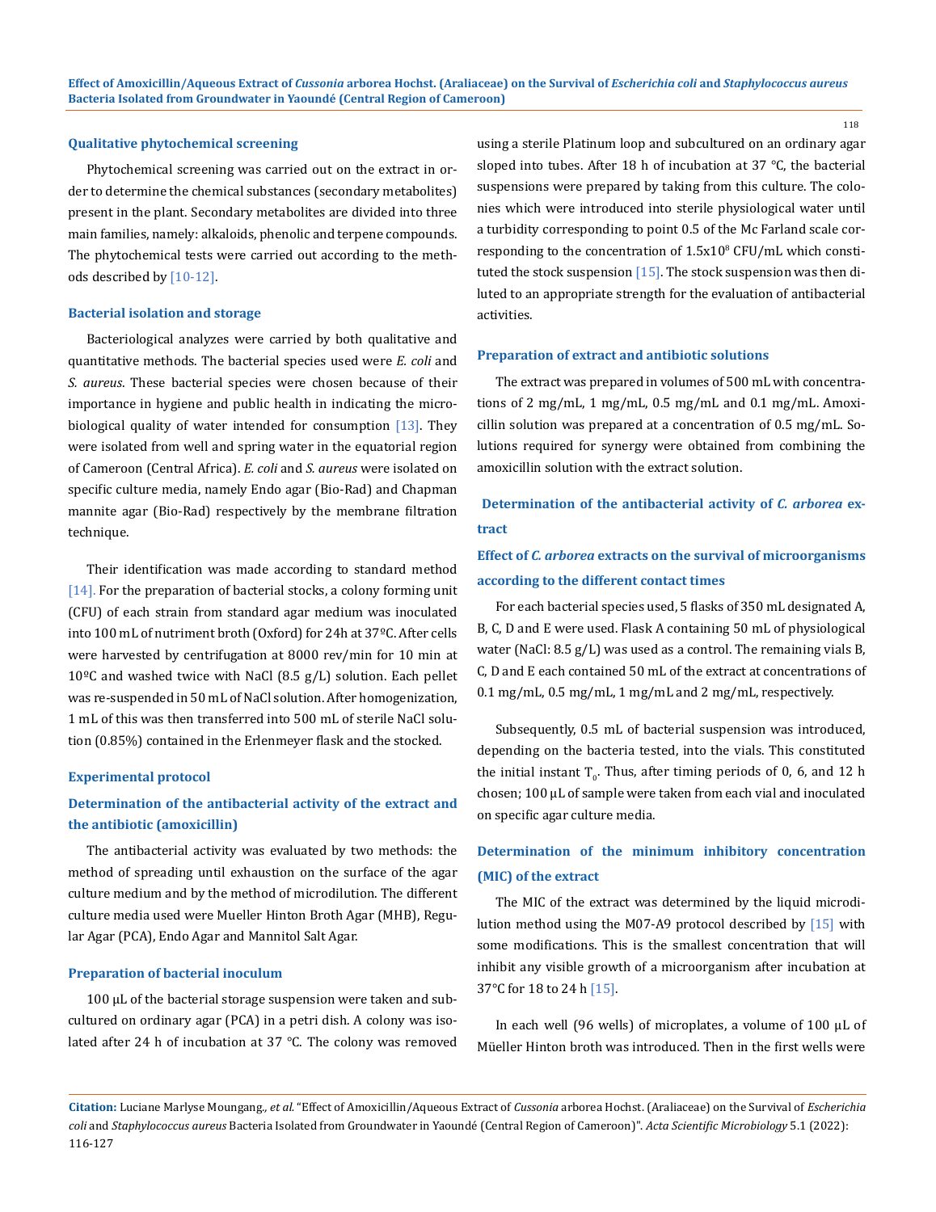### Qualitative phytochemical screening

Phytochemical screening was carried out on the extract in order to determine the chemical substances (secondary metabolites) present in the plant. Secondary metabolites are divided into three main families, namely: alkaloids, phenolic and terpene compounds. The phytochemical tests were carried out according to the methods described by [10-12].

### Bacterial isolation and storage

Bacteriological analyzes were carried by both qualitative and quantitative methods. The bacterial species used were *E. coli* and *S. aureus*. These bacterial species were chosen because of their importance in hygiene and public health in indicating the microbiological quality of water intended for consumption [13]. They were isolated from well and spring water in the equatorial region of Cameroon (Central Africa). *E. coli* and *S. aureus* were isolated on specific culture media, namely Endo agar (Bio-Rad) and Chapman mannite agar (Bio-Rad) respectively by the membrane filtration technique.

Their identification was made according to standard method [14]. For the preparation of bacterial stocks, a colony forming unit (CFU) of each strain from standard agar medium was inoculated into 100 mL of nutriment broth (Oxford) for 24h at 37ºC. After cells were harvested by centrifugation at 8000 rev/min for 10 min at 10ºC and washed twice with NaCl (8.5 g/L) solution. Each pellet was re-suspended in 50 mL of NaCl solution. After homogenization, 1 mL of this was then transferred into 500 mL of sterile NaCl solution (0.85%) contained in the Erlenmeyer flask and the stocked.

### Experimental protocol

### Determination of the antibacterial activity of the extract and the antibiotic (amoxicillin)

The antibacterial activity was evaluated by two methods: the method of spreading until exhaustion on the surface of the agar culture medium and by the method of microdilution. The different culture media used were Mueller Hinton Broth Agar (MHB), Regular Agar (PCA), Endo Agar and Mannitol Salt Agar.

### Preparation of bacterial inoculum

100 µL of the bacterial storage suspension were taken and subcultured on ordinary agar (PCA) in a petri dish. A colony was isolated after 24 h of incubation at 37 °C. The colony was removed using a sterile Platinum loop and subcultured on an ordinary agar sloped into tubes. After 18 h of incubation at 37 °C, the bacterial suspensions were prepared by taking from this culture. The colonies which were introduced into sterile physiological water until a turbidity corresponding to point 0.5 of the Mc Farland scale corresponding to the concentration of $1.5 \times 10^8$ CFU/mL which constituted the stock suspension [15]. The stock suspension was then diluted to an appropriate strength for the evaluation of antibacterial activities.

### Preparation of extract and antibiotic solutions

The extract was prepared in volumes of 500 mL with concentrations of 2 mg/mL, 1 mg/mL, 0.5 mg/mL and 0.1 mg/mL. Amoxicillin solution was prepared at a concentration of 0.5 mg/mL. Solutions required for synergy were obtained from combining the amoxicillin solution with the extract solution.

### Determination of the antibacterial activity of *C. arborea* extract

### Effect of *C. arborea* extracts on the survival of microorganisms according to the different contact times

For each bacterial species used, 5 flasks of 350 mL designated A, B, C, D and E were used. Flask A containing 50 mL of physiological water (NaCl: 8.5 g/L) was used as a control. The remaining vials B, C, D and E each contained 50 mL of the extract at concentrations of 0.1 mg/mL, 0.5 mg/mL, 1 mg/mL and 2 mg/mL, respectively.

Subsequently, 0.5 mL of bacterial suspension was introduced, depending on the bacteria tested, into the vials. This constituted the initial instant $T_0$. Thus, after timing periods of 0, 6, and 12 h chosen; 100 µL of sample were taken from each vial and inoculated on specific agar culture media.

### Determination of the minimum inhibitory concentration (MIC) of the extract

The MIC of the extract was determined by the liquid microdilution method using the M07-A9 protocol described by [15] with some modifications. This is the smallest concentration that will inhibit any visible growth of a microorganism after incubation at 37°C for 18 to 24 h [15].

In each well (96 wells) of microplates, a volume of 100 µL of Müeller Hinton broth was introduced. Then in the first wells were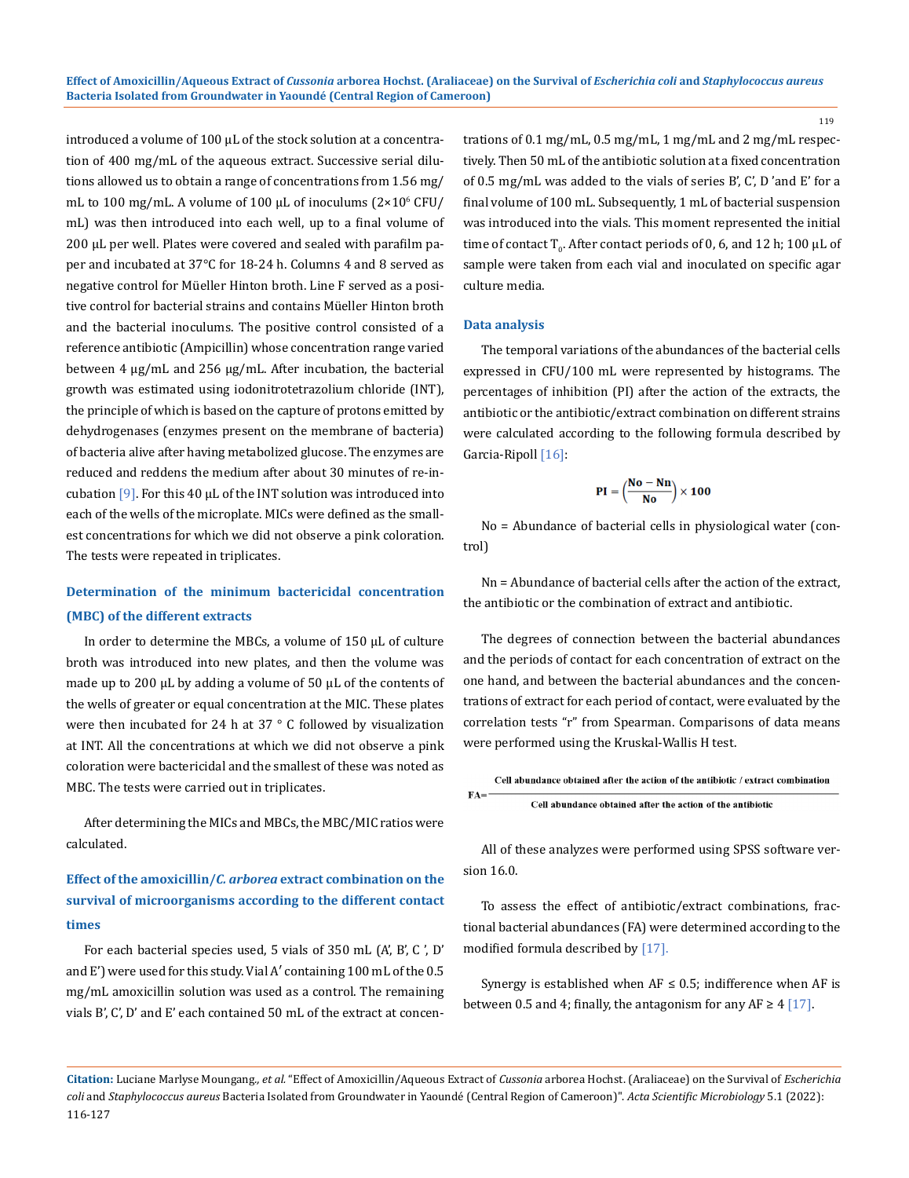introduced a volume of 100 µL of the stock solution at a concentration of 400 mg/mL of the aqueous extract. Successive serial dilutions allowed us to obtain a range of concentrations from 1.56 mg/mL to 100 mg/mL. A volume of 100 µL of inoculums ($2 \times 10^6$ CFU/mL) was then introduced into each well, up to a final volume of 200 µL per well. Plates were covered and sealed with parafilm paper and incubated at 37°C for 18-24 h. Columns 4 and 8 served as negative control for Müeller Hinton broth. Line F served as a positive control for bacterial strains and contains Müeller Hinton broth and the bacterial inoculums. The positive control consisted of a reference antibiotic (Ampicillin) whose concentration range varied between 4 µg/mL and 256 µg/mL. After incubation, the bacterial growth was estimated using iodonitrotetrazolium chloride (INT), the principle of which is based on the capture of protons emitted by dehydrogenases (enzymes present on the membrane of bacteria) of bacteria alive after having metabolized glucose. The enzymes are reduced and reddens the medium after about 30 minutes of re-incubation [9]. For this 40 µL of the INT solution was introduced into each of the wells of the microplate. MICs were defined as the smallest concentrations for which we did not observe a pink coloration. The tests were repeated in triplicates.

### Determination of the minimum bactericidal concentration (MBC) of the different extracts

In order to determine the MBCs, a volume of 150 µL of culture broth was introduced into new plates, and then the volume was made up to 200 µL by adding a volume of 50 µL of the contents of the wells of greater or equal concentration at the MIC. These plates were then incubated for 24 h at 37 ° C followed by visualization at INT. All the concentrations at which we did not observe a pink coloration were bactericidal and the smallest of these was noted as MBC. The tests were carried out in triplicates.

After determining the MICs and MBCs, the MBC/MIC ratios were calculated.

### Effect of the amoxicillin/*C. arborea* extract combination on the survival of microorganisms according to the different contact times

For each bacterial species used, 5 vials of 350 mL (A', B', C ', D' and E') were used for this study. Vial A′ containing 100 mL of the 0.5 mg/mL amoxicillin solution was used as a control. The remaining vials B', C', D' and E' each contained 50 mL of the extract at concentrations of 0.1 mg/mL, 0.5 mg/mL, 1 mg/mL and 2 mg/mL respectively. Then 50 mL of the antibiotic solution at a fixed concentration of 0.5 mg/mL was added to the vials of series B', C', D 'and E' for a final volume of 100 mL. Subsequently, 1 mL of bacterial suspension was introduced into the vials. This moment represented the initial time of contact $T_0$. After contact periods of 0, 6, and 12 h; 100 µL of sample were taken from each vial and inoculated on specific agar culture media.

### Data analysis

The temporal variations of the abundances of the bacterial cells expressed in CFU/100 mL were represented by histograms. The percentages of inhibition (PI) after the action of the extracts, the antibiotic or the antibiotic/extract combination on different strains were calculated according to the following formula described by Garcia-Ripoll [16]:

$$\mathbf{PI} = \left(\frac{\mathbf{No} - \mathbf{Nn}}{\mathbf{No}}\right) \times \mathbf{100}$$

No = Abundance of bacterial cells in physiological water (control)

Nn = Abundance of bacterial cells after the action of the extract, the antibiotic or the combination of extract and antibiotic.

The degrees of connection between the bacterial abundances and the periods of contact for each concentration of extract on the one hand, and between the bacterial abundances and the concentrations of extract for each period of contact, were evaluated by the correlation tests "r" from Spearman. Comparisons of data means were performed using the Kruskal-Wallis H test.

$$\text{FA} = \frac{\text{Cell abundance obtained after the action of the antibiotic / extract combination}}{\text{Cell abundance obtained after the action of the antibiotic}}$$

All of these analyzes were performed using SPSS software version 16.0.

To assess the effect of antibiotic/extract combinations, fractional bacterial abundances (FA) were determined according to the modified formula described by [17].

Synergy is established when AF ≤ 0.5; indifference when AF is between 0.5 and 4; finally, the antagonism for any AF ≥ 4 [17].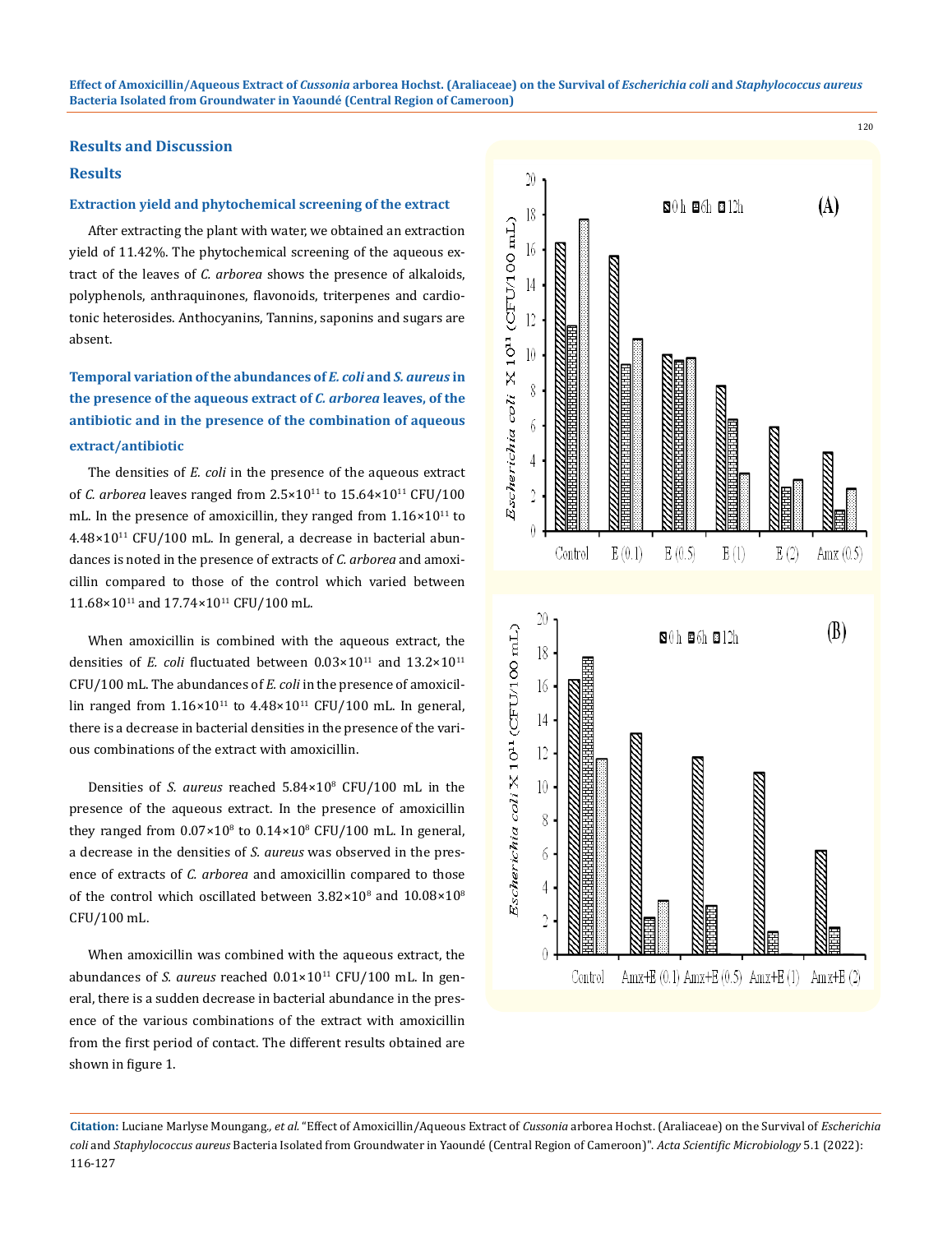## Results and Discussion

### Results

#### Extraction yield and phytochemical screening of the extract

After extracting the plant with water, we obtained an extraction yield of 11.42%. The phytochemical screening of the aqueous extract of the leaves of *C. arborea* shows the presence of alkaloids, polyphenols, anthraquinones, flavonoids, triterpenes and cardiotonic heterosides. Anthocyanins, Tannins, saponins and sugars are absent.

#### Temporal variation of the abundances of *E. coli* and *S. aureus* in the presence of the aqueous extract of *C. arborea* leaves, of the antibiotic and in the presence of the combination of aqueous extract/antibiotic

The densities of *E. coli* in the presence of the aqueous extract of *C. arborea* leaves ranged from $2.5\times10^{11}$ to $15.64\times10^{11}$ CFU/100 mL. In the presence of amoxicillin, they ranged from $1.16\times10^{11}$ to $4.48\times10^{11}$ CFU/100 mL. In general, a decrease in bacterial abundances is noted in the presence of extracts of *C. arborea* and amoxicillin compared to those of the control which varied between $11.68\times10^{11}$ and $17.74\times10^{11}$ CFU/100 mL.

When amoxicillin is combined with the aqueous extract, the densities of *E. coli* fluctuated between $0.03\times10^{11}$ and $13.2\times10^{11}$ CFU/100 mL. The abundances of *E. coli* in the presence of amoxicillin ranged from $1.16\times10^{11}$ to $4.48\times10^{11}$ CFU/100 mL. In general, there is a decrease in bacterial densities in the presence of the various combinations of the extract with amoxicillin.

Densities of *S. aureus* reached $5.84\times10^{8}$ CFU/100 mL in the presence of the aqueous extract. In the presence of amoxicillin they ranged from $0.07\times10^{8}$ to $0.14\times10^{8}$ CFU/100 mL. In general, a decrease in the densities of *S. aureus* was observed in the presence of extracts of *C. arborea* and amoxicillin compared to those of the control which oscillated between $3.82\times10^{8}$ and $10.08\times10^{8}$ CFU/100 mL.

When amoxicillin was combined with the aqueous extract, the abundances of *S. aureus* reached $0.01\times10^{11}$ CFU/100 mL. In general, there is a sudden decrease in bacterial abundance in the presence of the various combinations of the extract with amoxicillin from the first period of contact. The different results obtained are shown in figure 1.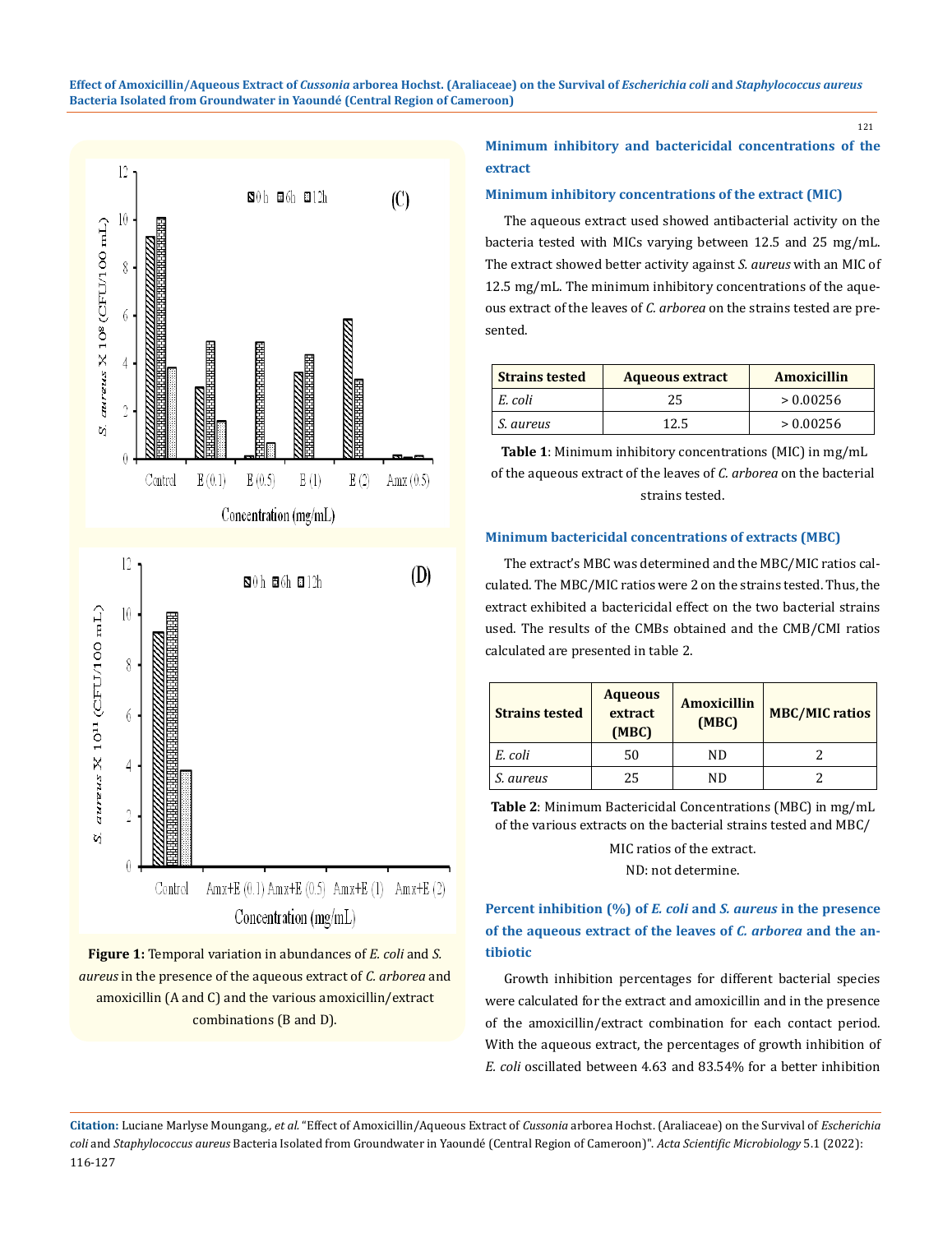Figure 1: Temporal variation in abundances of *E. coli* and *S. aureus* in the presence of the aqueous extract of *C. arborea* and amoxicillin (A and C) and the various amoxicillin/extract combinations (B and D).

## Minimum inhibitory and bactericidal concentrations of the extract

### Minimum inhibitory concentrations of the extract (MIC)

The aqueous extract used showed antibacterial activity on the bacteria tested with MICs varying between 12.5 and 25 mg/mL. The extract showed better activity against *S. aureus* with an MIC of 12.5 mg/mL. The minimum inhibitory concentrations of the aqueous extract of the leaves of *C. arborea* on the strains tested are presented.

| Strains tested | Aqueous extract | Amoxicillin |
|---|---|---|
| *E. coli* | 25 | > 0.00256 |
| *S. aureus* | 12.5 | > 0.00256 |

**Table 1**: Minimum inhibitory concentrations (MIC) in mg/mL of the aqueous extract of the leaves of *C. arborea* on the bacterial strains tested.

### Minimum bactericidal concentrations of extracts (MBC)

The extract's MBC was determined and the MBC/MIC ratios calculated. The MBC/MIC ratios were 2 on the strains tested. Thus, the extract exhibited a bactericidal effect on the two bacterial strains used. The results of the CMBs obtained and the CMB/CMI ratios calculated are presented in table 2.

| Strains tested | Aqueous extract (MBC) | Amoxicillin (MBC) | MBC/MIC ratios |
|---|---|---|---|
| *E. coli* | 50 | ND | 2 |
| *S. aureus* | 25 | ND | 2 |

**Table 2**: Minimum Bactericidal Concentrations (MBC) in mg/mL of the various extracts on the bacterial strains tested and MBC/MIC ratios of the extract.

ND: not determine.

### Percent inhibition (%) of *E. coli* and *S. aureus* in the presence of the aqueous extract of the leaves of *C. arborea* and the antibiotic

Growth inhibition percentages for different bacterial species were calculated for the extract and amoxicillin and in the presence of the amoxicillin/extract combination for each contact period. With the aqueous extract, the percentages of growth inhibition of *E. coli* oscillated between 4.63 and 83.54% for a better inhibition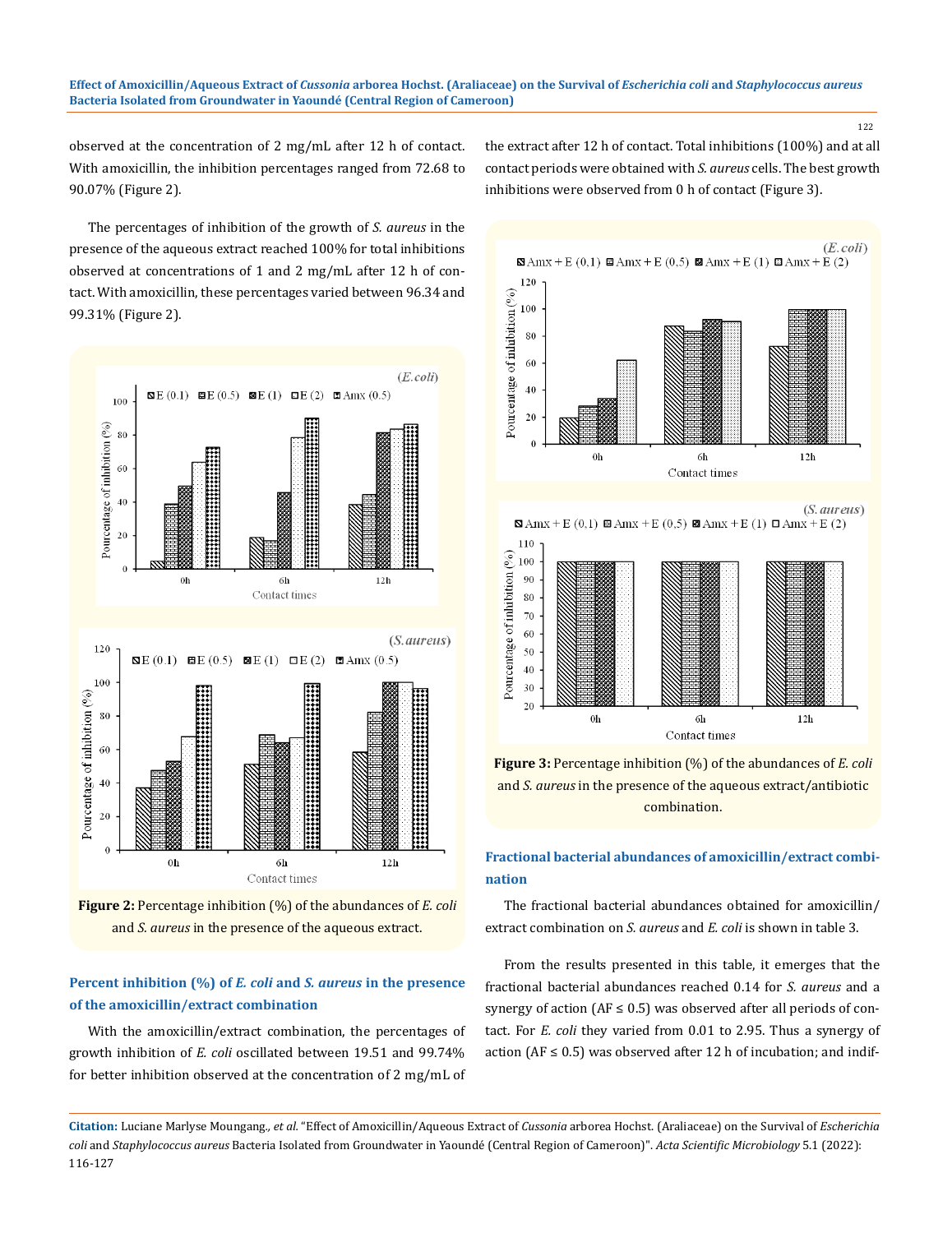observed at the concentration of 2 mg/mL after 12 h of contact. With amoxicillin, the inhibition percentages ranged from 72.68 to 90.07% (Figure 2).

The percentages of inhibition of the growth of *S. aureus* in the presence of the aqueous extract reached 100% for total inhibitions observed at concentrations of 1 and 2 mg/mL after 12 h of contact. With amoxicillin, these percentages varied between 96.34 and 99.31% (Figure 2).

**Figure 2:** Percentage inhibition (%) of the abundances of *E. coli* and *S. aureus* in the presence of the aqueous extract.

### Percent inhibition (%) of *E. coli* and *S. aureus* in the presence of the amoxicillin/extract combination

With the amoxicillin/extract combination, the percentages of growth inhibition of *E. coli* oscillated between 19.51 and 99.74% for better inhibition observed at the concentration of 2 mg/mL of the extract after 12 h of contact. Total inhibitions (100%) and at all contact periods were obtained with *S. aureus* cells. The best growth inhibitions were observed from 0 h of contact (Figure 3).

**Figure 3:** Percentage inhibition (%) of the abundances of *E. coli* and *S. aureus* in the presence of the aqueous extract/antibiotic combination.

### Fractional bacterial abundances of amoxicillin/extract combination

The fractional bacterial abundances obtained for amoxicillin/extract combination on *S. aureus* and *E. coli* is shown in table 3.

From the results presented in this table, it emerges that the fractional bacterial abundances reached 0.14 for *S. aureus* and a synergy of action (AF ≤ 0.5) was observed after all periods of contact. For *E. coli* they varied from 0.01 to 2.95. Thus a synergy of action (AF ≤ 0.5) was observed after 12 h of incubation; and indif-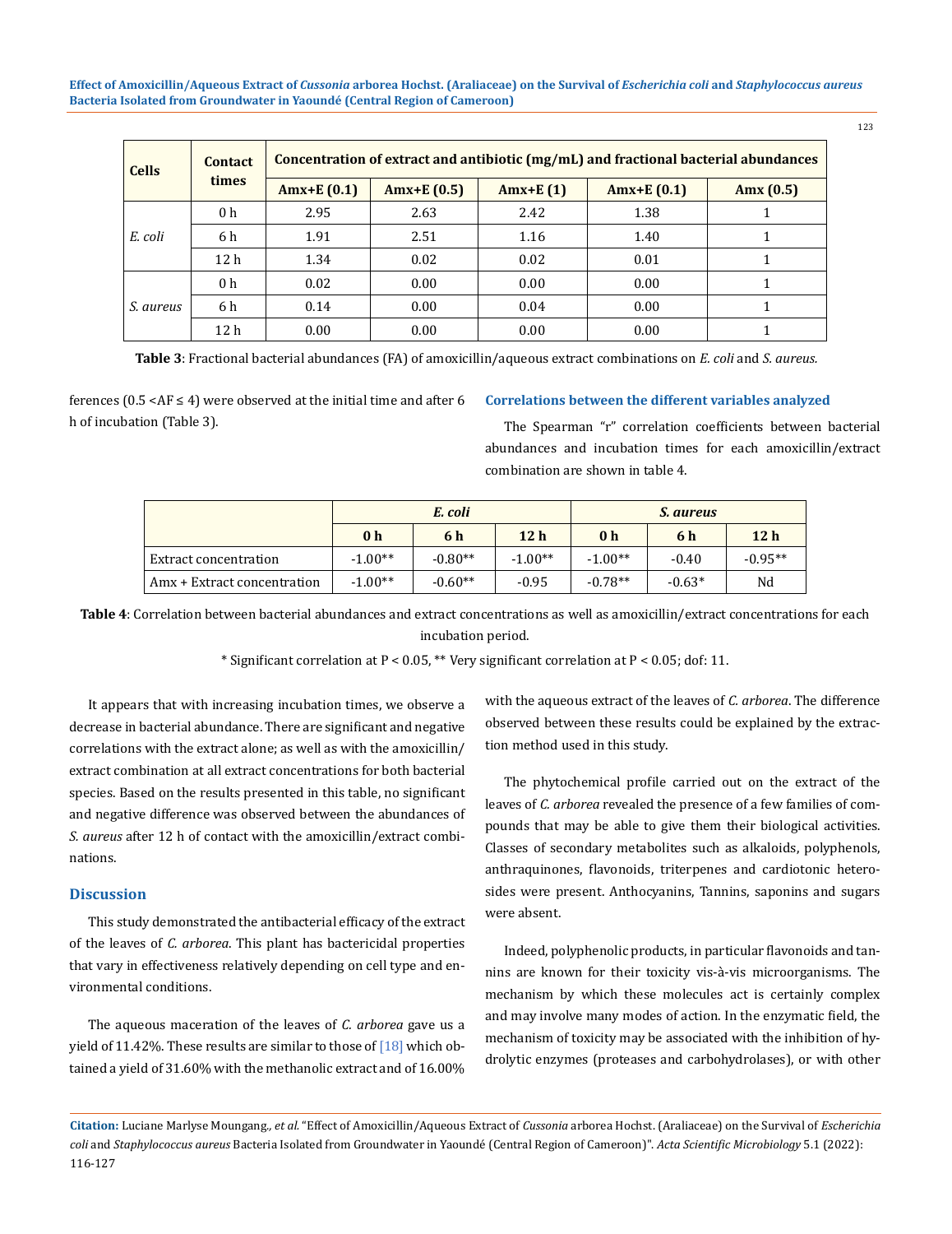| Cells | Contact times | Concentration of extract and antibiotic (mg/mL) and fractional bacterial abundances | | | | |
|---|---|---|---|---|---|---|
| | | Amx+E (0.1) | Amx+E (0.5) | Amx+E (1) | Amx+E (0.1) | Amx (0.5) |
| *E. coli* | 0 h | 2.95 | 2.63 | 2.42 | 1.38 | 1 |
| | 6 h | 1.91 | 2.51 | 1.16 | 1.40 | 1 |
| | 12 h | 1.34 | 0.02 | 0.02 | 0.01 | 1 |
| *S. aureus* | 0 h | 0.02 | 0.00 | 0.00 | 0.00 | 1 |
| | 6 h | 0.14 | 0.00 | 0.04 | 0.00 | 1 |
| | 12 h | 0.00 | 0.00 | 0.00 | 0.00 | 1 |

**Table 3**: Fractional bacterial abundances (FA) of amoxicillin/aqueous extract combinations on *E. coli* and *S. aureus.*

ferences (0.5 <AF ≤ 4) were observed at the initial time and after 6 h of incubation (Table 3).

### Correlations between the different variables analyzed

The Spearman "r" correlation coefficients between bacterial abundances and incubation times for each amoxicillin/extract combination are shown in table 4.

| | *E. coli* | | | *S. aureus* | | |
|---|---|---|---|---|---|---|
| | 0 h | 6 h | 12 h | 0 h | 6 h | 12 h |
| Extract concentration | -1.00** | -0.80** | -1.00** | -1.00** | -0.40 | -0.95** |
| Amx + Extract concentration | -1.00** | -0.60** | -0.95 | -0.78** | -0.63* | Nd |

**Table 4**: Correlation between bacterial abundances and extract concentrations as well as amoxicillin/extract concentrations for each incubation period.

\* Significant correlation at $P < 0.05$, ** Very significant correlation at $P < 0.05$; dof: 11.

It appears that with increasing incubation times, we observe a decrease in bacterial abundance. There are significant and negative correlations with the extract alone; as well as with the amoxicillin/extract combination at all extract concentrations for both bacterial species. Based on the results presented in this table, no significant and negative difference was observed between the abundances of *S. aureus* after 12 h of contact with the amoxicillin/extract combinations.

## Discussion

This study demonstrated the antibacterial efficacy of the extract of the leaves of *C. arborea*. This plant has bactericidal properties that vary in effectiveness relatively depending on cell type and environmental conditions.

The aqueous maceration of the leaves of *C. arborea* gave us a yield of 11.42%. These results are similar to those of [18] which obtained a yield of 31.60% with the methanolic extract and of 16.00% with the aqueous extract of the leaves of *C. arborea*. The difference observed between these results could be explained by the extraction method used in this study.

The phytochemical profile carried out on the extract of the leaves of *C. arborea* revealed the presence of a few families of compounds that may be able to give them their biological activities. Classes of secondary metabolites such as alkaloids, polyphenols, anthraquinones, flavonoids, triterpenes and cardiotonic heterosides were present. Anthocyanins, Tannins, saponins and sugars were absent.

Indeed, polyphenolic products, in particular flavonoids and tannins are known for their toxicity vis-à-vis microorganisms. The mechanism by which these molecules act is certainly complex and may involve many modes of action. In the enzymatic field, the mechanism of toxicity may be associated with the inhibition of hydrolytic enzymes (proteases and carbohydrolases), or with other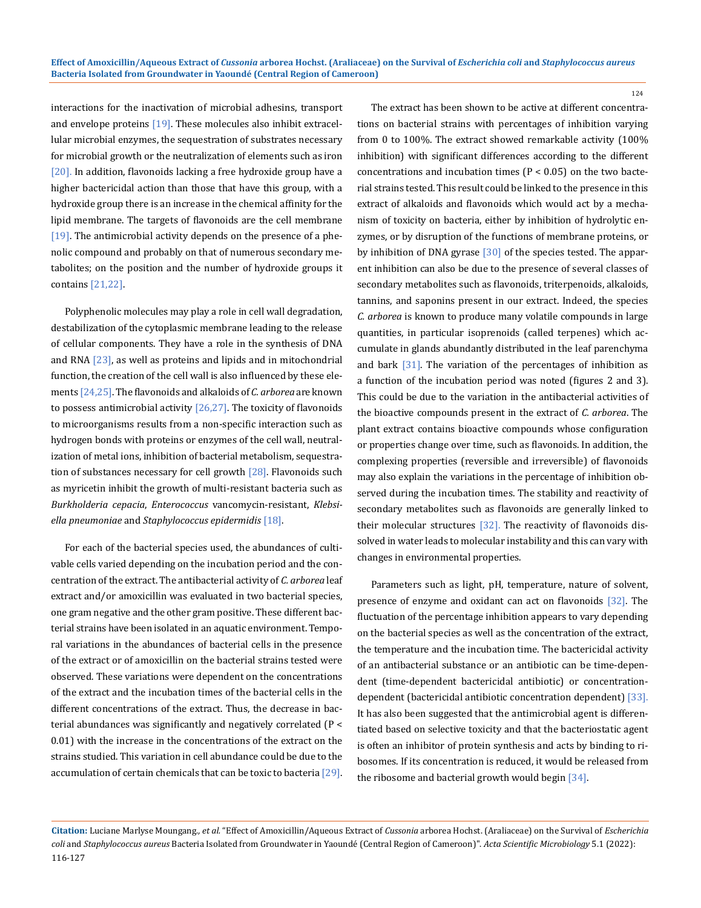interactions for the inactivation of microbial adhesins, transport and envelope proteins [19]. These molecules also inhibit extracellular microbial enzymes, the sequestration of substrates necessary for microbial growth or the neutralization of elements such as iron [20]. In addition, flavonoids lacking a free hydroxide group have a higher bactericidal action than those that have this group, with a hydroxide group there is an increase in the chemical affinity for the lipid membrane. The targets of flavonoids are the cell membrane [19]. The antimicrobial activity depends on the presence of a phenolic compound and probably on that of numerous secondary metabolites; on the position and the number of hydroxide groups it contains [21,22].

Polyphenolic molecules may play a role in cell wall degradation, destabilization of the cytoplasmic membrane leading to the release of cellular components. They have a role in the synthesis of DNA and RNA [23], as well as proteins and lipids and in mitochondrial function, the creation of the cell wall is also influenced by these elements [24,25]. The flavonoids and alkaloids of *C. arborea* are known to possess antimicrobial activity [26,27]. The toxicity of flavonoids to microorganisms results from a non-specific interaction such as hydrogen bonds with proteins or enzymes of the cell wall, neutralization of metal ions, inhibition of bacterial metabolism, sequestration of substances necessary for cell growth [28]. Flavonoids such as myricetin inhibit the growth of multi-resistant bacteria such as *Burkholderia cepacia*, *Enterococcus* vancomycin-resistant, *Klebsiella pneumoniae* and *Staphylococcus epidermidis* [18].

For each of the bacterial species used, the abundances of cultivable cells varied depending on the incubation period and the concentration of the extract. The antibacterial activity of *C. arborea* leaf extract and/or amoxicillin was evaluated in two bacterial species, one gram negative and the other gram positive. These different bacterial strains have been isolated in an aquatic environment. Temporal variations in the abundances of bacterial cells in the presence of the extract or of amoxicillin on the bacterial strains tested were observed. These variations were dependent on the concentrations of the extract and the incubation times of the bacterial cells in the different concentrations of the extract. Thus, the decrease in bacterial abundances was significantly and negatively correlated ($P < 0.01$) with the increase in the concentrations of the extract on the strains studied. This variation in cell abundance could be due to the accumulation of certain chemicals that can be toxic to bacteria [29].

The extract has been shown to be active at different concentrations on bacterial strains with percentages of inhibition varying from 0 to 100%. The extract showed remarkable activity (100% inhibition) with significant differences according to the different concentrations and incubation times ($P < 0.05$) on the two bacterial strains tested. This result could be linked to the presence in this extract of alkaloids and flavonoids which would act by a mechanism of toxicity on bacteria, either by inhibition of hydrolytic enzymes, or by disruption of the functions of membrane proteins, or by inhibition of DNA gyrase [30] of the species tested. The apparent inhibition can also be due to the presence of several classes of secondary metabolites such as flavonoids, triterpenoids, alkaloids, tannins, and saponins present in our extract. Indeed, the species *C. arborea* is known to produce many volatile compounds in large quantities, in particular isoprenoids (called terpenes) which accumulate in glands abundantly distributed in the leaf parenchyma and bark [31]. The variation of the percentages of inhibition as a function of the incubation period was noted (figures 2 and 3). This could be due to the variation in the antibacterial activities of the bioactive compounds present in the extract of *C. arborea*. The plant extract contains bioactive compounds whose configuration or properties change over time, such as flavonoids. In addition, the complexing properties (reversible and irreversible) of flavonoids may also explain the variations in the percentage of inhibition observed during the incubation times. The stability and reactivity of secondary metabolites such as flavonoids are generally linked to their molecular structures [32]. The reactivity of flavonoids dissolved in water leads to molecular instability and this can vary with changes in environmental properties.

Parameters such as light, pH, temperature, nature of solvent, presence of enzyme and oxidant can act on flavonoids [32]. The fluctuation of the percentage inhibition appears to vary depending on the bacterial species as well as the concentration of the extract, the temperature and the incubation time. The bactericidal activity of an antibacterial substance or an antibiotic can be time-dependent (time-dependent bactericidal antibiotic) or concentration-dependent (bactericidal antibiotic concentration dependent) [33]. It has also been suggested that the antimicrobial agent is differentiated based on selective toxicity and that the bacteriostatic agent is often an inhibitor of protein synthesis and acts by binding to ribosomes. If its concentration is reduced, it would be released from the ribosome and bacterial growth would begin [34].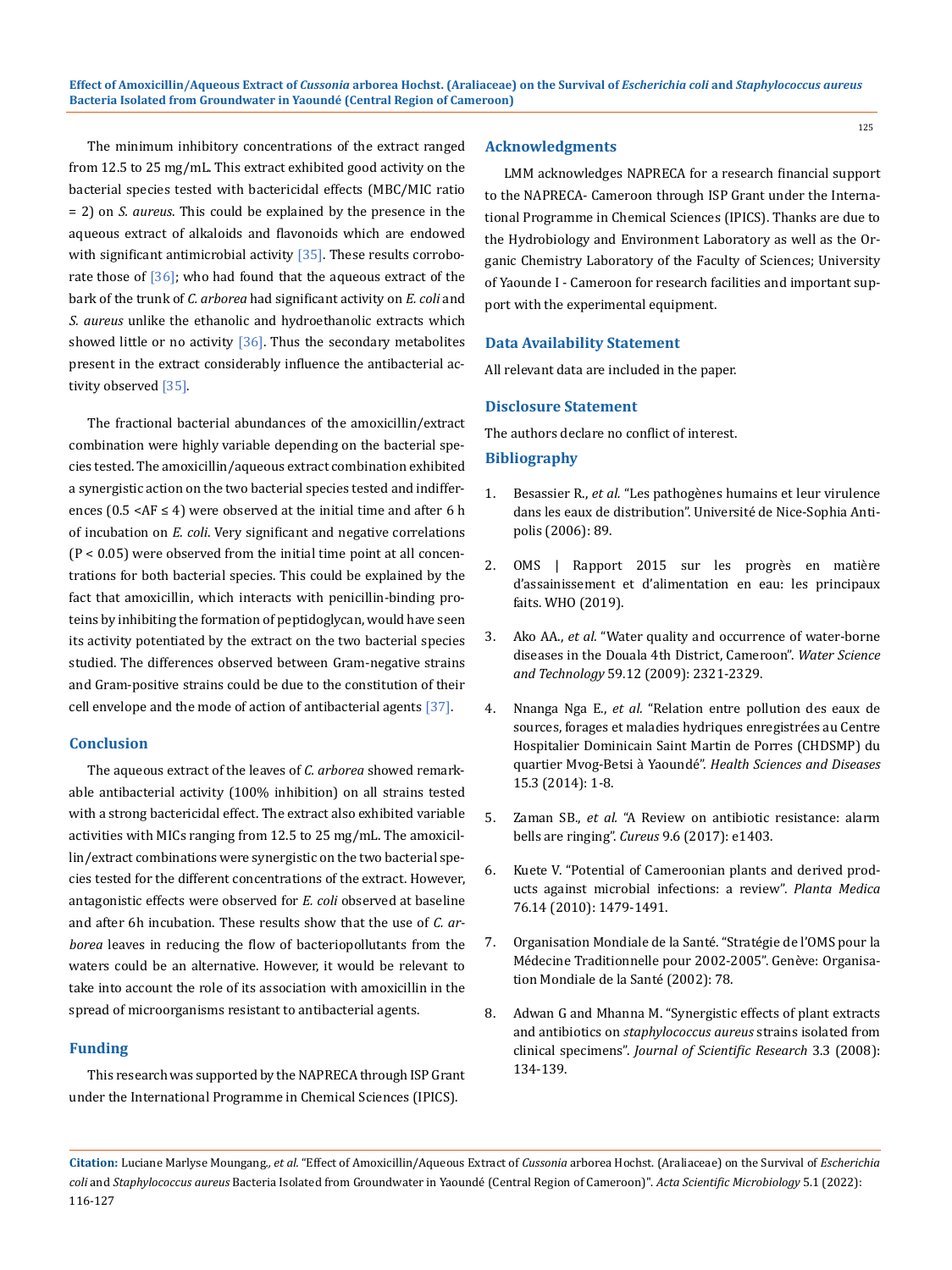The minimum inhibitory concentrations of the extract ranged from 12.5 to 25 mg/mL. This extract exhibited good activity on the bacterial species tested with bactericidal effects (MBC/MIC ratio = 2) on *S. aureus*. This could be explained by the presence in the aqueous extract of alkaloids and flavonoids which are endowed with significant antimicrobial activity [35]. These results corroborate those of [36]; who had found that the aqueous extract of the bark of the trunk of *C. arborea* had significant activity on *E. coli* and *S. aureus* unlike the ethanolic and hydroethanolic extracts which showed little or no activity [36]. Thus the secondary metabolites present in the extract considerably influence the antibacterial activity observed [35].

The fractional bacterial abundances of the amoxicillin/extract combination were highly variable depending on the bacterial species tested. The amoxicillin/aqueous extract combination exhibited a synergistic action on the two bacterial species tested and indifferences ($0.5 < AF \leq 4$) were observed at the initial time and after 6 h of incubation on *E. coli*. Very significant and negative correlations ($P < 0.05$) were observed from the initial time point at all concentrations for both bacterial species. This could be explained by the fact that amoxicillin, which interacts with penicillin-binding proteins by inhibiting the formation of peptidoglycan, would have seen its activity potentiated by the extract on the two bacterial species studied. The differences observed between Gram-negative strains and Gram-positive strains could be due to the constitution of their cell envelope and the mode of action of antibacterial agents [37].

## Conclusion

The aqueous extract of the leaves of *C. arborea* showed remarkable antibacterial activity (100% inhibition) on all strains tested with a strong bactericidal effect. The extract also exhibited variable activities with MICs ranging from 12.5 to 25 mg/mL. The amoxicillin/extract combinations were synergistic on the two bacterial species tested for the different concentrations of the extract. However, antagonistic effects were observed for *E. coli* observed at baseline and after 6h incubation. These results show that the use of *C. arborea* leaves in reducing the flow of bacteriopollutants from the waters could be an alternative. However, it would be relevant to take into account the role of its association with amoxicillin in the spread of microorganisms resistant to antibacterial agents.

## Funding

This research was supported by the NAPRECA through ISP Grant under the International Programme in Chemical Sciences (IPICS).

## Acknowledgments

LMM acknowledges NAPRECA for a research financial support to the NAPRECA- Cameroon through ISP Grant under the International Programme in Chemical Sciences (IPICS). Thanks are due to the Hydrobiology and Environment Laboratory as well as the Organic Chemistry Laboratory of the Faculty of Sciences; University of Yaounde I - Cameroon for research facilities and important support with the experimental equipment.

## Data Availability Statement

All relevant data are included in the paper.

## Disclosure Statement

The authors declare no conflict of interest.

## Bibliography

1. Besassier R., *et al.* "Les pathogènes humains et leur virulence dans les eaux de distribution". Université de Nice-Sophia Antipolis (2006): 89.
2. OMS | Rapport 2015 sur les progrès en matière d'assainissement et d'alimentation en eau: les principaux faits. WHO (2019).
3. Ako AA., *et al.* "Water quality and occurrence of water-borne diseases in the Douala 4th District, Cameroon". *Water Science and Technology* 59.12 (2009): 2321-2329.
4. Nnanga Nga E., *et al.* "Relation entre pollution des eaux de sources, forages et maladies hydriques enregistrées au Centre Hospitalier Dominicain Saint Martin de Porres (CHDSMP) du quartier Mvog-Betsi à Yaoundé". *Health Sciences and Diseases* 15.3 (2014): 1-8.
5. Zaman SB., *et al.* "A Review on antibiotic resistance: alarm bells are ringing". *Cureus* 9.6 (2017): e1403.
6. Kuete V. "Potential of Cameroonian plants and derived products against microbial infections: a review". *Planta Medica* 76.14 (2010): 1479-1491.
7. Organisation Mondiale de la Santé. "Stratégie de l'OMS pour la Médecine Traditionnelle pour 2002-2005". Genève: Organisation Mondiale de la Santé (2002): 78.
8. Adwan G and Mhanna M. "Synergistic effects of plant extracts and antibiotics on *staphylococcus aureus* strains isolated from clinical specimens". *Journal of Scientific Research* 3.3 (2008): 134-139.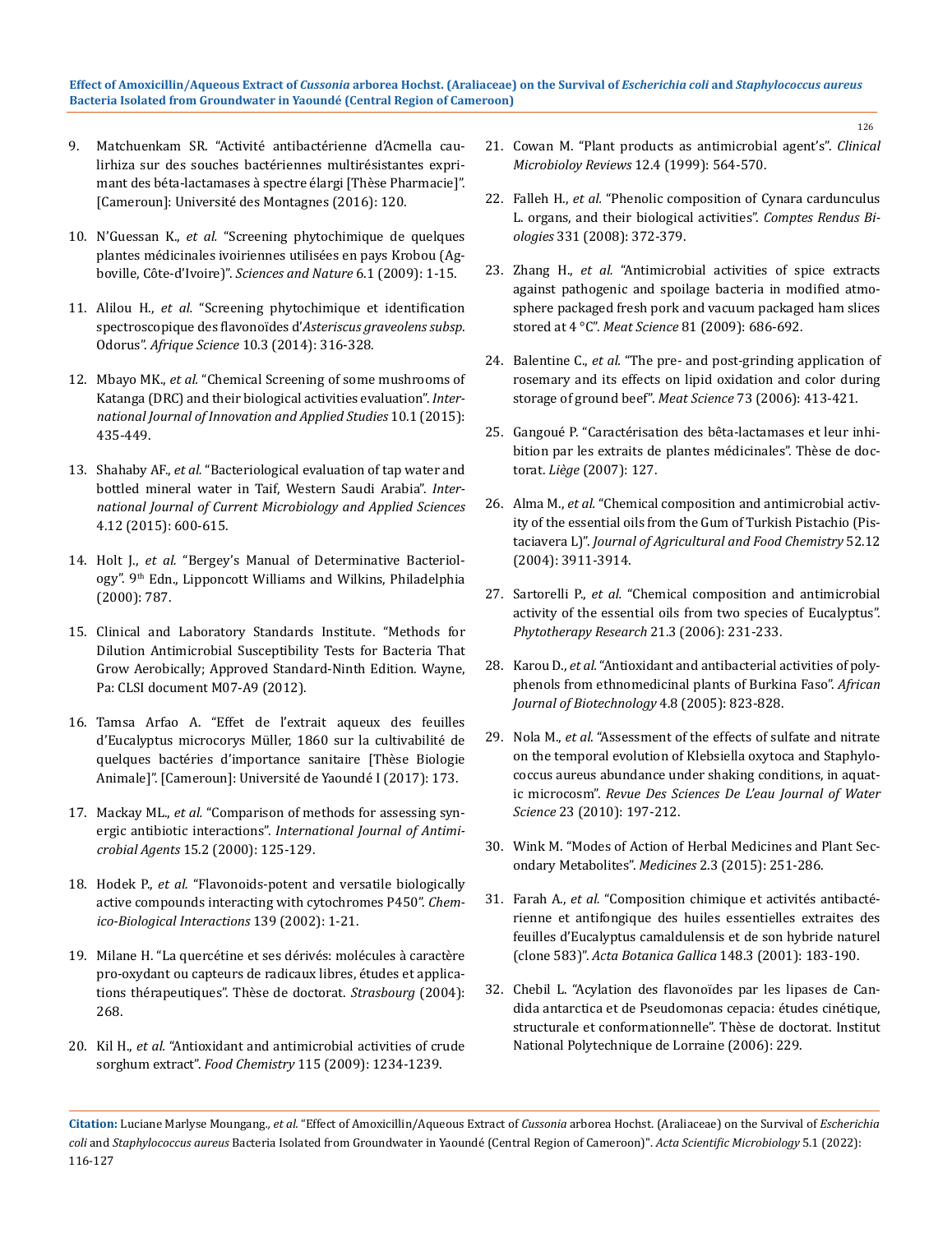9. Matchuenkam SR. "Activité antibactérienne d'Acmella caulirhiza sur des souches bactériennes multirésistantes exprimant des béta-lactamases à spectre élargi [Thèse Pharmacie]". [Cameroun]: Université des Montagnes (2016): 120.

10. N'Guessan K., *et al.* "Screening phytochimique de quelques plantes médicinales ivoiriennes utilisées en pays Krobou (Agboville, Côte-d'Ivoire)". *Sciences and Nature* 6.1 (2009): 1-15.

11. Alilou H., *et al.* "Screening phytochimique et identification spectroscopique des flavonoïdes d'*Asteriscus graveolens subsp*. Odorus". *Afrique Science* 10.3 (2014): 316-328.

12. Mbayo MK., *et al.* "Chemical Screening of some mushrooms of Katanga (DRC) and their biological activities evaluation". *International Journal of Innovation and Applied Studies* 10.1 (2015): 435-449.

13. Shahaby AF., *et al.* "Bacteriological evaluation of tap water and bottled mineral water in Taif, Western Saudi Arabia". *International Journal of Current Microbiology and Applied Sciences* 4.12 (2015): 600-615.

14. Holt J., *et al.* "Bergey's Manual of Determinative Bacteriology". 9th Edn., Lipponcott Williams and Wilkins, Philadelphia (2000): 787.

15. Clinical and Laboratory Standards Institute. "Methods for Dilution Antimicrobial Susceptibility Tests for Bacteria That Grow Aerobically; Approved Standard-Ninth Edition. Wayne, Pa: CLSI document M07-A9 (2012).

16. Tamsa Arfao A. "Effet de l'extrait aqueux des feuilles d'Eucalyptus microcorys Müller, 1860 sur la cultivabilité de quelques bactéries d'importance sanitaire [Thèse Biologie Animale]". [Cameroun]: Université de Yaoundé I (2017): 173.

17. Mackay ML., *et al.* "Comparison of methods for assessing synergic antibiotic interactions". *International Journal of Antimicrobial Agents* 15.2 (2000): 125-129.

18. Hodek P., *et al.* "Flavonoids-potent and versatile biologically active compounds interacting with cytochromes P450". *Chemico-Biological Interactions* 139 (2002): 1-21.

19. Milane H. "La quercétine et ses dérivés: molécules à caractère pro-oxydant ou capteurs de radicaux libres, études et applications thérapeutiques". Thèse de doctorat. *Strasbourg* (2004): 268.

20. Kil H., *et al.* "Antioxidant and antimicrobial activities of crude sorghum extract". *Food Chemistry* 115 (2009): 1234-1239.

21. Cowan M. "Plant products as antimicrobial agent's". *Clinical Microbioloy Reviews* 12.4 (1999): 564-570.

22. Falleh H., *et al.* "Phenolic composition of Cynara cardunculus L. organs, and their biological activities". *Comptes Rendus Biologies* 331 (2008): 372-379.

23. Zhang H., *et al.* "Antimicrobial activities of spice extracts against pathogenic and spoilage bacteria in modified atmosphere packaged fresh pork and vacuum packaged ham slices stored at 4 °C". *Meat Science* 81 (2009): 686-692.

24. Balentine C., *et al.* "The pre- and post-grinding application of rosemary and its effects on lipid oxidation and color during storage of ground beef". *Meat Science* 73 (2006): 413-421.

25. Gangoué P. "Caractérisation des bêta-lactamases et leur inhibition par les extraits de plantes médicinales". Thèse de doctorat. *Liège* (2007): 127.

26. Alma M., *et al.* "Chemical composition and antimicrobial activity of the essential oils from the Gum of Turkish Pistachio (Pistaciavera L)". *Journal of Agricultural and Food Chemistry* 52.12 (2004): 3911-3914.

27. Sartorelli P., *et al.* "Chemical composition and antimicrobial activity of the essential oils from two species of Eucalyptus". *Phytotherapy Research* 21.3 (2006): 231-233.

28. Karou D., *et al.* "Antioxidant and antibacterial activities of polyphenols from ethnomedicinal plants of Burkina Faso". *African Journal of Biotechnology* 4.8 (2005): 823-828.

29. Nola M., *et al.* "Assessment of the effects of sulfate and nitrate on the temporal evolution of Klebsiella oxytoca and Staphylococcus aureus abundance under shaking conditions, in aquatic microcosm". *Revue Des Sciences De L'eau Journal of Water Science* 23 (2010): 197-212.

30. Wink M. "Modes of Action of Herbal Medicines and Plant Secondary Metabolites". *Medicines* 2.3 (2015): 251-286.

31. Farah A., *et al.* "Composition chimique et activités antibactérienne et antifongique des huiles essentielles extraites des feuilles d'Eucalyptus camaldulensis et de son hybride naturel (clone 583)". *Acta Botanica Gallica* 148.3 (2001): 183-190.

32. Chebil L. "Acylation des flavonoïdes par les lipases de Candida antarctica et de Pseudomonas cepacia: études cinétique, structurale et conformationnelle". Thèse de doctorat. Institut National Polytechnique de Lorraine (2006): 229.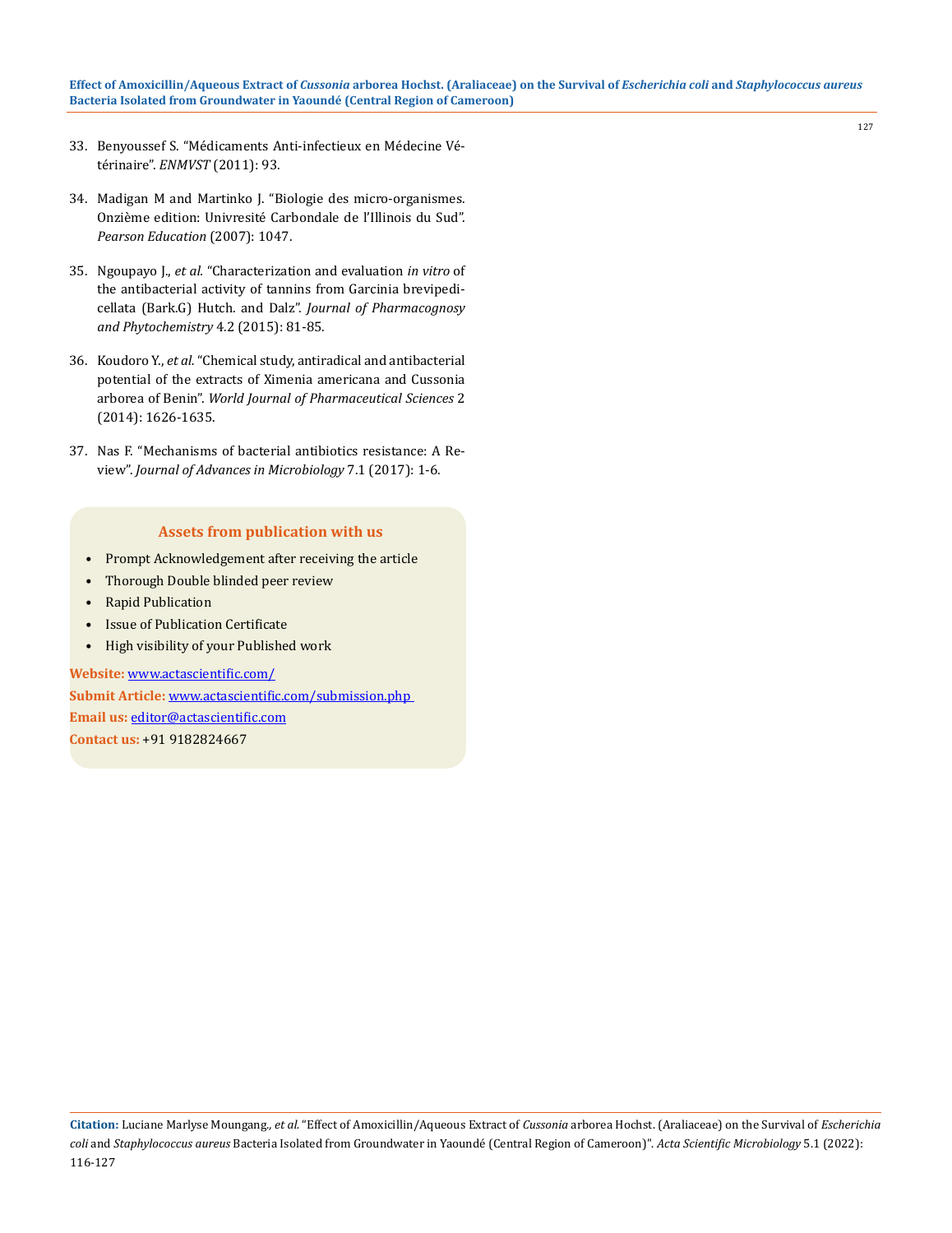33. Benyoussef S. "Médicaments Anti-infectieux en Médecine Vétérinaire". *ENMVST* (2011): 93.

34. Madigan M and Martinko J. "Biologie des micro-organismes. Onzième edition: Univresité Carbondale de l'Illinois du Sud". *Pearson Education* (2007): 1047.

35. Ngoupayo J., *et al.* "Characterization and evaluation *in vitro* of the antibacterial activity of tannins from Garcinia brevipedicellata (Bark.G) Hutch. and Dalz". *Journal of Pharmacognosy and Phytochemistry* 4.2 (2015): 81-85.

36. Koudoro Y., *et al.* "Chemical study, antiradical and antibacterial potential of the extracts of Ximenia americana and Cussonia arborea of Benin". *World Journal of Pharmaceutical Sciences* 2 (2014): 1626-1635.

37. Nas F. "Mechanisms of bacterial antibiotics resistance: A Review". *Journal of Advances in Microbiology* 7.1 (2017): 1-6.

**Assets from publication with us**

- Prompt Acknowledgement after receiving the article
- Thorough Double blinded peer review
- Rapid Publication
- Issue of Publication Certificate
- High visibility of your Published work

**Website:** www.actascientific.com/

**Submit Article:** www.actascientific.com/submission.php

**Email us:** editor@actascientific.com

**Contact us:** +91 9182824667